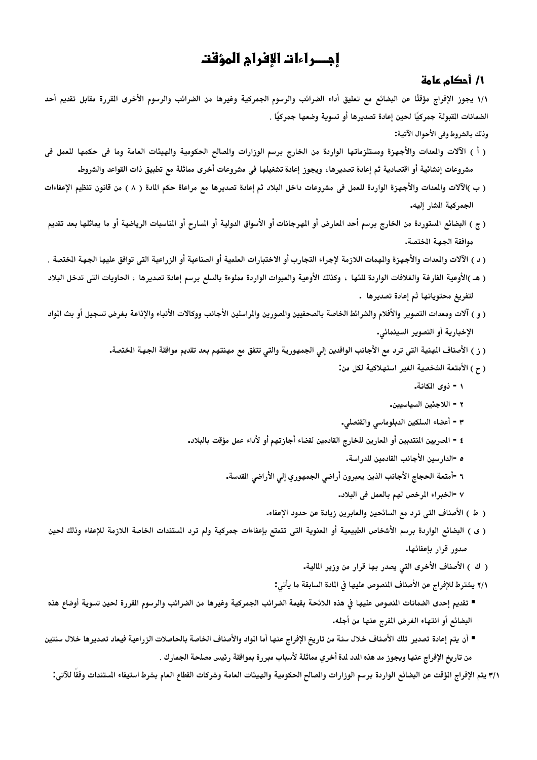# إجـــراءات الإفراج المؤقت

## ١/ أحكام عامة

١/١ يجوز الإفراج مؤقتًا عن البضائع مع تعليق أداء الضرائب والرسوم الجمركية وغيرها من الضرائب والرسوم الأخرى المقررة مقابل تقديم أحد الضمانات المقبولة جمركيًا لحين إعادة تصديرها أو تسوية وضعها جمركيًا .

وذلك بالشروط وفي الأحوال الآتية:

( أ ) الآلات والمعدات والأجهزة ومستلزماتها الواردة من الخارج برسم الوزارات والمصالح الحكومية والهيئات العامة وما فى حكمها للعمل فى مشروعات إنشائية أو اقتصادية ثم إعادة تصديرها، ويجوز إعادة تشغيلها فى مشروعات أخرى مماثلة مع تطبيق ذات القواعد والشروط.

( ب )الآلات والمعدات والأجهزة الواردة للعمل فى مشروعات داخل البلاد ثم إعادة تصديرها مع مراعاة حكم المادة ( ٨ ) من قانون تنظيم الإعفاءات الجمركية المشار إليه.

( ج ) البضائع المستوردة من الخارج برسم أحد المعارض أو المهرجانات أو الأسواق الدولية أو المسارح أو المناسبات الرياضية أو ما يماثلها بعد تقديم موافقة الجهة المختصة.

( د ) الآلات والمعدات والأجهزة والمهمات اللازمة لإجراء التجارب أو الاختبارات العلمية أو الصناعية أو الزراعية التى توافق عليها الجهة المختصة .

( هـ )الأوعية الفارغة والغلافات الواردة لملئها ، وكذلك الأوعية والعبوات الواردة مملوءة بالسلع برسم إعادة تصديرها ، الحاويات التى تدخل البلاد لتفريغ محتوياتها ثم إعادة تصديرها .

( و ) آلات ومعدات التصوير والأفلام والشرائط الخاصة بالصحفيين والمصورين والمراسلين الأجانب ووكالات الأنباء والإذاعة بغرض تسجيل أو بث المواد الإخبارية أو التصوير السينمائي.

( ز ) الأصناف المهنية التى ترد مع الأجانب الوافدين إلي الجمهورية والتي تتفق مع مهنتهم بعد تقديم موافقة الجهة المختصة.

( ح ) الأمتعة الشخصية الغير استهلاكية لكل من:

١ - ذوى المكانة.

٢ - اللاجئين السياسيين.

٣ - أعضاء السلكين الدبلوماسي والقنصلي.

٤ - المصريين المنتدبين أو المعارين للخارج القادمين لقضاء أجازتهم أو لأداء عمل مؤقت بالبلاد.

٥ -الدارسين الأجانب القادمين للدراسة.

٦ -أمتعة الحجاج الأجانب الذين يعبرون أراضي الجمهوري إلي الأراضي المقدسة.

٧ -الخبراء المرخص لهم بالعمل فى البلاد.

( ط ) الأصناف التى ترد مع السائحين والعابرين زيادة عن حدود الإعفاء.

( ى ) البضائع الواردة برسم الأشخاص الطبيعية أو المعنوية التى تتمتع بإعفاءات جمركية ولم ترد المستندات الخاصة اللازمة للإعفاء وذلك لحين صدور قرار بإعفائها.

( ك ) الأصناف الأخرى التي يصدر بها قرار من وزير المالية.

٢/١ يشترط للإفراج عن الأصناف المنصوص عليها في المادة السابقة ما يأتي:

- تقديم إحدى الضمانات المنصوص عليها في هذه اللائحة بقيمة الضرائب الجمركية وغيرها من الضرائب والرسوم المقررة لحين تسوية أوضاع هذه البضائع أو انتهاء الغرض المفرج عنها من أجله.
- أن يتم إعادة تصدير تلك الأصناف خلال سنة من تاريخ الإفراج عنها أما المواد والأصناف الخاصة بالحاصلات الزراعية فيعاد تصديرها خلال سنتين من تاريخ الإفراج عنها ويجوز مد هذه المدد لمدة أخري مماثلة لأسباب مبررة بموافقة رئيس مصلحة الجمارك .

٣/١ يتم الإفراج المؤقت عن البضائع الواردة برسم الوزارات والمصالح الحكومية والهيئات العامة وشركات القطاع العام بشرط استيفاء المستندات وفقاً للآتى: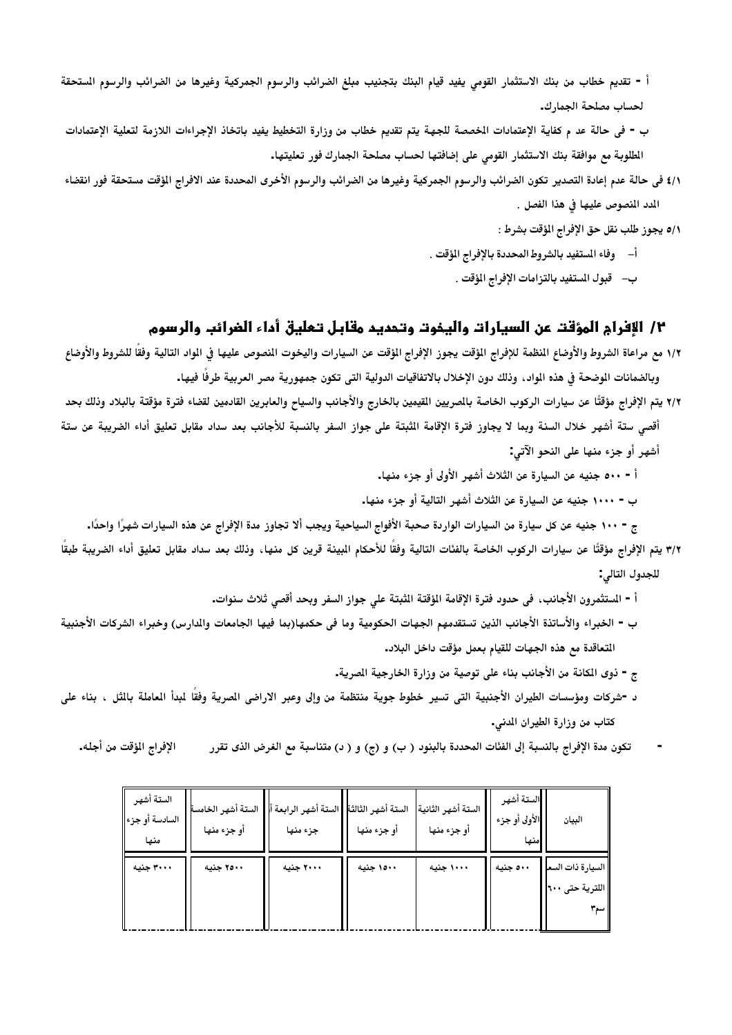أ - تقديم خطاب من بنك الاستثمار القومي يفيد قيام البنك بتجنيب مبلغ الضرائب والرسوم الجمركية وغيرها من الضرائب والرسوم المستحقة لحساب مصلحة الجمارك.

ب - فى حالة عد م كفاية الإعتمادات المخصصة للجهة يتم تقديم خطاب من وزارة التخطيط يفيد باتخاذ الإجراءات اللازمة لتعلية الإعتمادات المطلوبة مع موافقة بنك الاستثمار القومي على إضافتها لحساب مصلحة الجمارك فور تعليتها.

٤/١ فى حالة عدم إعادة التصدير تكون الضرائب والرسوم الجمركية وغيرها من الضرائب والرسوم الأخرى المحددة عند الافراج المؤقت مستحقة فور انقضاء المدد المنصوص عليها في هذا الفصل .

٥/١ يجوز طلب نقل حق الإفراج المؤقت بشرط :

أ- وفاء المستفيد بالشروط المحددة بالإفراج المؤقت .

ب- قبول المستفيد بالتزامات الإفراج المؤقت .

## ٢/ الإفراج المؤقت عن السيارات واليخوت وتحديد مقابل تعليق أداء الضرائب والرسوم

١/٢ مع مراعاة الشروط والأوضاع المنظمة للإفراج المؤقت يجوز الإفراج المؤقت عن السيارات واليخوت المنصوص عليها في المواد التالية وفقاً للشروط والأوضاع وبالضمانات الموضحة في هذه المواد، وذلك دون الإخلال بالاتفاقيات الدولية التى تكون جمهورية مصر العربية طرفًا فيها.

٢/٢ يتم الإفراج مؤقتًا عن سيارات الركوب الخاصة بالمصريين المقيمين بالخارج والأجانب والسياح والعابرين القادمين لقضاء فترة مؤقتة بالبلاد وذلك بحد أقصي ستة أشهر خلال السنة وبما لا يجاوز فترة الإقامة المثبتة على جواز السفر بالنسبة للأجانب بعد سداد مقابل تعليق أداء الضريبة عن ستة أشهر أو جزء منها على النحو الآتي:

أ - ٥٠٠ جنيه عن السيارة عن الثلاث أشهر الأولى أو جزء منها.

ب - ١٠٠٠ جنيه عن السيارة عن الثلاث أشهر التالية أو جزء منها.

ج - ١٠٠ جنيه عن كل سيارة من السيارات الواردة صحبة الأفواج السياحية ويجب ألا تجاوز مدة الإفراج عن هذه السيارات شهرًا واحدًا.

٣/٢ يتم الإفراج مؤقتًا عن سيارات الركوب الخاصة بالفئات التالية وفقاً للأحكام المبينة قرين كل منها، وذلك بعد سداد مقابل تعليق أداء الضريبة طبقاً للجدول التالي:

أ - المستثمرون الأجانب، فى حدود فترة الإقامة المؤقتة المثبتة علي جواز السفر وبحد أقصي ثلاث سنوات.

ب - الخبراء والأساتذة الأجانب الذين تستقدمهم الجهات الحكومية وما فى حكمها(بما فيها الجامعات والمدارس) وخبراء الشركات الأجنبية المتعاقدة مع هذه الجهات للقيام بعمل مؤقت داخل البلاد.

ج - ذوى المكانة من الأجانب بناء على توصية من وزارة الخارجية المصرية.

د -شركات ومؤسسات الطيران الأجنبية التى تسير خطوط جوية منتظمة من وإلى وعبر الاراضى المصرية وفقاً لمبدأ المعاملة بالمثل ، بناء على كتاب من وزارة الطيران المدني.

- تكون مدة الإفراج بالنسبة إلى الفئات المحددة بالبنود ( ب) و (ج) و ( د) متناسبة مع الغرض الذى تقرر الإفراج المؤقت من أجله.

| البيان | الستة أشهر الأولى أو جزء منها | الستة أشهر الثانية أو جزء منها | الستة أشهر الثالثة أو جزء منها | الستة أشهر الرابعة أو جزء منها | الستة أشهر الخامسة أو جزء منها | الستة أشهر السادسة أو جزء منها |
|---|---|---|---|---|---|---|
| السيارة ذات السعة اللترية حتى ٦٠٠ سم٣ | ٥٠٠ جنيه | ١٠٠٠ جنيه | ١٥٠٠ جنيه | ٢٠٠٠ جنيه | ٢٥٠٠ جنيه | ٣٠٠٠ جنيه |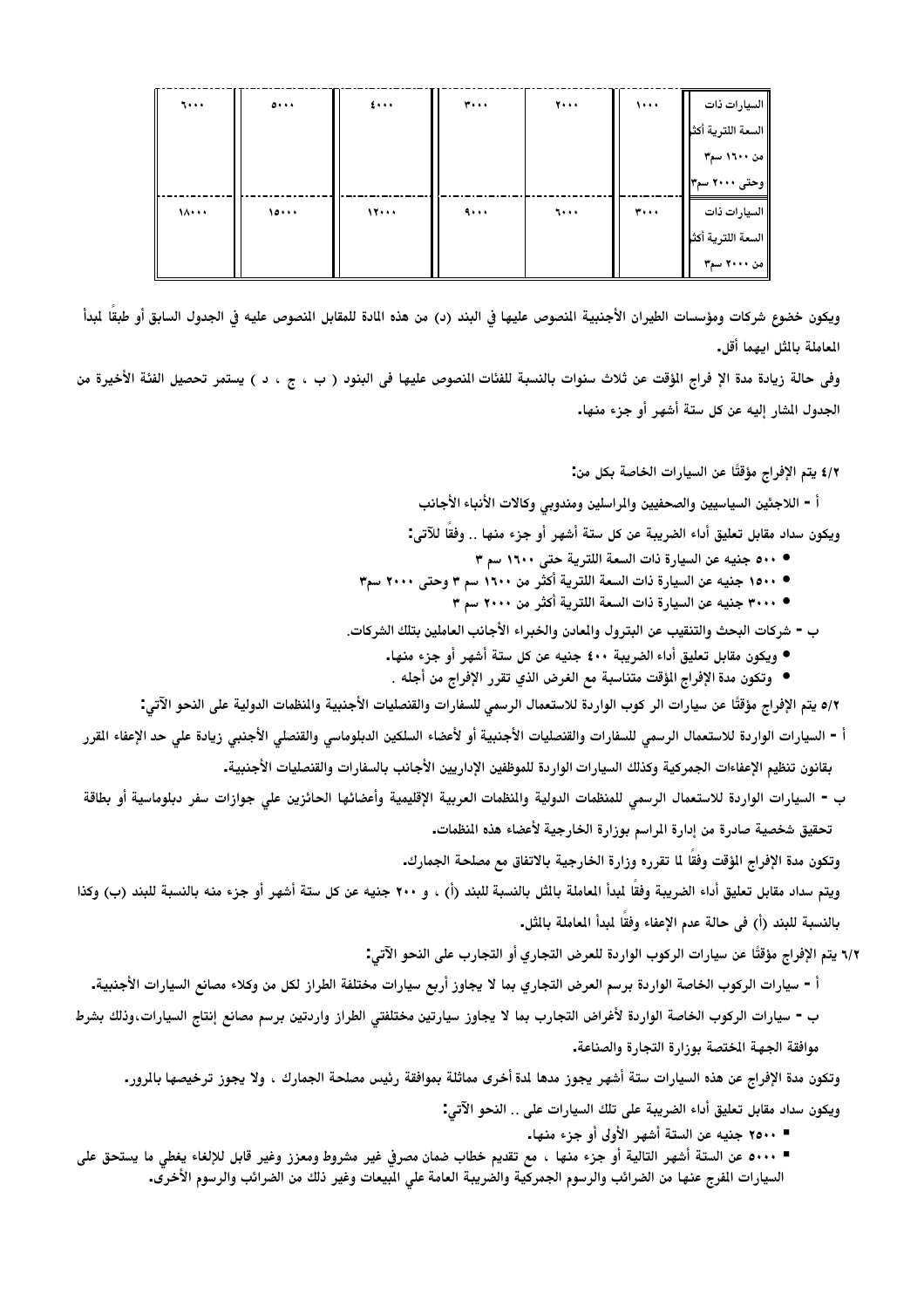| السيارات ذات السعة اللترية أكثر من ١٦٠٠ سم٣ وحتى ٢٠٠٠ سم٣ | ١٠٠٠ | ٢٠٠٠ | ٣٠٠٠ | ٤٠٠٠ | ٥٠٠٠ | ٦٠٠٠ |
|---|---|---|---|---|---|---|
| السيارات ذات السعة اللترية أكثر من ٢٠٠٠ سم٣ | ٣٠٠٠ | ٦٠٠٠ | ٩٠٠٠ | ١٢٠٠٠ | ١٥٠٠٠ | ١٨٠٠٠ |

ويكون خضوع شركات ومؤسسات الطيران الأجنبية المنصوص عليها في البند (د) من هذه المادة للمقابل المنصوص عليه في الجدول السابق أو طبقاً لمبدأ المعاملة بالمثل ايهما أقل.

وفى حالة زيادة مدة الإ فراج المؤقت عن ثلاث سنوات بالنسبة للفئات المنصوص عليها فى البنود ( ب ، ج ، د ) يستمر تحصيل الفئة الأخيرة من الجدول المشار إليه عن كل ستة أشهر أو جزء منها.

**٤/٢ يتم الإفراج مؤقتًا عن السيارات الخاصة بكل من:**

**أ - اللاجئين السياسيين والصحفيين والمراسلين ومندوبي وكالات الأنباء الأجانب**

**ويكون سداد مقابل تعليق أداء الضريبة عن كل ستة أشهر أو جزء منها .. وفقاً للآتى:**

- **٥٠٠ جنيه عن السيارة ذات السعة اللترية حتى ١٦٠٠ سم ٣**
- **١٥٠٠ جنيه عن السيارة ذات السعة اللترية أكثر من ١٦٠٠ سم ٣ وحتى ٢٠٠٠ سم٣**
- **٣٠٠٠ جنيه عن السيارة ذات السعة اللترية أكثر من ٢٠٠٠ سم ٣**

**ب - شركات البحث والتنقيب عن البترول والمعادن والخبراء الأجانب العاملين بتلك الشركات.**

- **ويكون مقابل تعليق أداء الضريبة ٤٠٠ جنيه عن كل ستة أشهر أو جزء منها.**
- **وتكون مدة الإفراج المؤقت متناسبة مع الغرض الذي تقرر الإفراج من أجله .**

**٥/٢ يتم الإفراج مؤقتًا عن سيارات الر كوب الواردة للاستعمال الرسمي للسفارات والقنصليات الأجنبية والمنظمات الدولية على النحو الآتي:**

**أ - السيارات الواردة للاستعمال الرسمي للسفارات والقنصليات الأجنبية أو لأعضاء السلكين الدبلوماسي والقنصلي الأجنبي زيادة علي حد الإعفاء المقرر بقانون تنظيم الإعفاءات الجمركية وكذلك السيارات الواردة للموظفين الإداريين الأجانب بالسفارات والقنصليات الأجنبية.**

**ب - السيارات الواردة للاستعمال الرسمي للمنظمات الدولية والمنظمات العربية الإقليمية وأعضائها الحائزين علي جوازات سفر دبلوماسية أو بطاقة تحقيق شخصية صادرة من إدارة المراسم بوزارة الخارجية لأعضاء هذه المنظمات.**

**وتكون مدة الإفراج المؤقت وفقاً لما تقرره وزارة الخارجية بالاتفاق مع مصلحة الجمارك.**

**ويتم سداد مقابل تعليق أداء الضريبة وفقاً لمبدأ المعاملة بالمثل بالنسبة للبند (أ) ، و ٢٠٠ جنيه عن كل ستة أشهر أو جزء منه بالنسبة للبند (ب) وكذا بالنسبة للبند (أ) فى حالة عدم الإعفاء وفقاً لمبدأ المعاملة بالمثل.**

**٦/٢ يتم الإفراج مؤقتًا عن سيارات الركوب الواردة للعرض التجاري أو التجارب على النحو الآتي:**

**أ - سيارات الركوب الخاصة الواردة برسم العرض التجاري بما لا يجاوز أربع سيارات مختلفة الطراز لكل من وكلاء مصانع السيارات الأجنبية.**

**ب - سيارات الركوب الخاصة الواردة لأغراض التجارب بما لا يجاوز سيارتين مختلفتي الطراز واردتين برسم مصانع إنتاج السيارات،وذلك بشرط موافقة الجهة المختصة بوزارة التجارة والصناعة.**

**وتكون مدة الإفراج عن هذه السيارات ستة أشهر يجوز مدها لمدة أخرى مماثلة بموافقة رئيس مصلحة الجمارك ، ولا يجوز ترخيصها بالمرور.**

**ويكون سداد مقابل تعليق أداء الضريبة على تلك السيارات على .. النحو الآتي:**

- **٢٥٠٠ جنيه عن الستة أشهر الأولى أو جزء منها.**
- **٥٠٠٠ عن الستة أشهر التالية أو جزء منها ، مع تقديم خطاب ضمان مصرفي غير مشروط ومعزز وغير قابل للإلغاء يغطي ما يستحق على السيارات المفرج عنها من الضرائب والرسوم الجمركية والضريبة العامة علي المبيعات وغير ذلك من الضرائب والرسوم الأخرى.**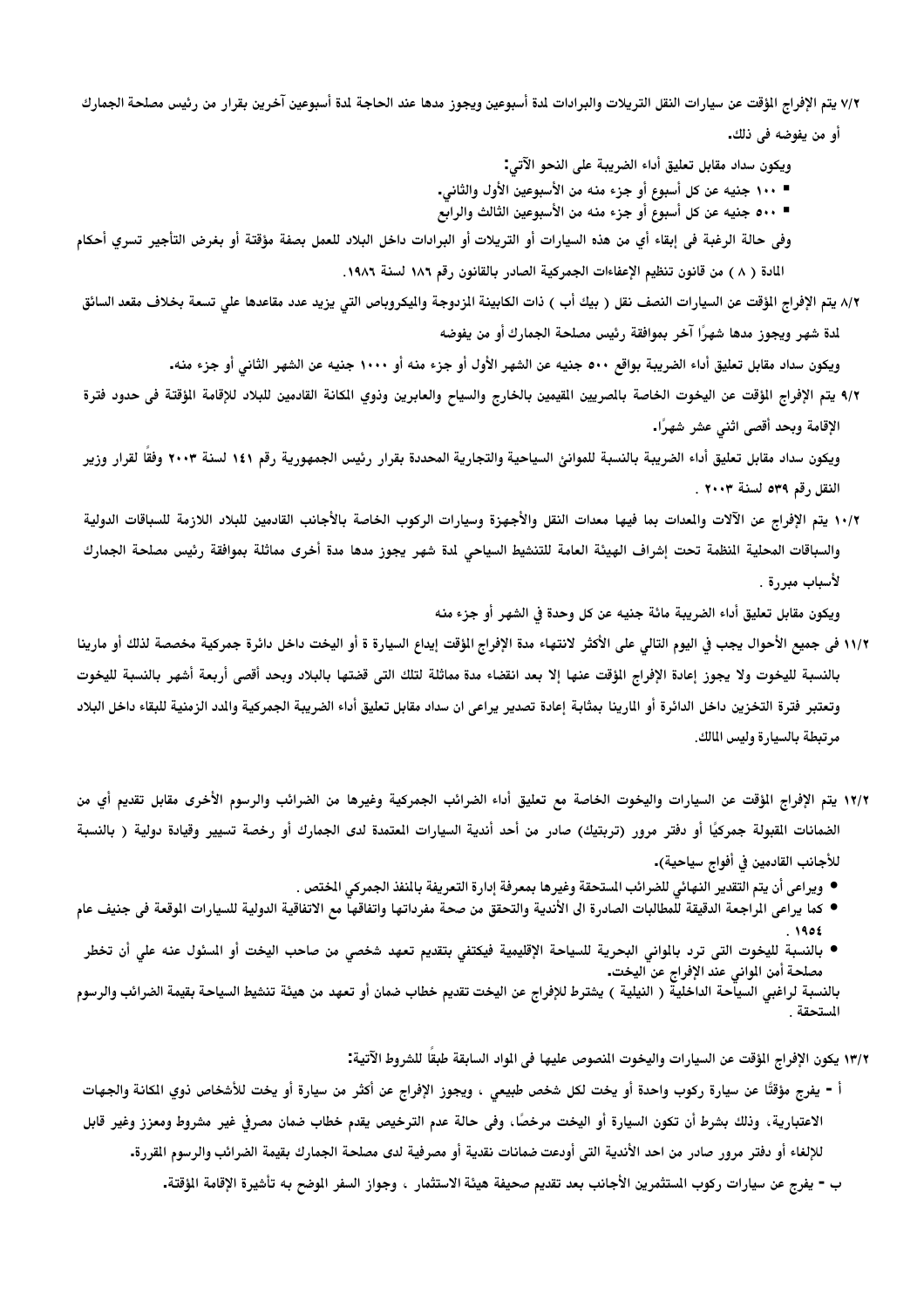٧/٢ يتم الإفراج المؤقت عن سيارات النقل التريلات والبرادات لمدة أسبوعين ويجوز مدها عند الحاجة لمدة أسبوعين آخرين بقرار من رئيس مصلحة الجمارك أو من يفوضه فى ذلك.

ويكون سداد مقابل تعليق أداء الضريبة على النحو الآتي:

- ١٠٠ جنيه عن كل أسبوع أو جزء منه من الأسبوعين الأول والثاني.
- ٥٠٠ جنيه عن كل أسبوع أو جزء منه من الأسبوعين الثالث والرابع

وفى حالة الرغبة فى إبقاء أي من هذه السيارات أو التريلات أو البرادات داخل البلاد للعمل بصفة مؤقتة أو بغرض التأجير تسري أحكام المادة ( ٨ ) من قانون تنظيم الإعفاءات الجمركية الصادر بالقانون رقم ١٨٦ لسنة ١٩٨٦.

٨/٢ يتم الإفراج المؤقت عن السيارات النصف نقل ( بيك أب ) ذات الكابينة المزدوجة والميكروباص التي يزيد عدد مقاعدها علي تسعة بخلاف مقعد السائق لمدة شهر ويجوز مدها شهرًا آخر بموافقة رئيس مصلحة الجمارك أو من يفوضه

ويكون سداد مقابل تعليق أداء الضريبة بواقع ٥٠٠ جنيه عن الشهر الأول أو جزء منه أو ١٠٠٠ جنيه عن الشهر الثاني أو جزء منه.

٩/٢ يتم الإفراج المؤقت عن اليخوت الخاصة بالمصريين المقيمين بالخارج والسياح والعابرين وذوي المكانة القادمين للبلاد للإقامة المؤقتة فى حدود فترة الإقامة وبحد أقصى اثني عشر شهرًا.

ويكون سداد مقابل تعليق أداء الضريبة بالنسبة للموانئ السياحية والتجارية المحددة بقرار رئيس الجمهورية رقم ١٤١ لسنة ٢٠٠٣ وفقًا لقرار وزير النقل رقم ٥٣٩ لسنة ٢٠٠٣ .

١٠/٢ يتم الإفراج عن الآلات والمعدات بما فيها معدات النقل والأجهزة وسيارات الركوب الخاصة بالأجانب القادمين للبلاد اللازمة للسباقات الدولية والسباقات المحلية المنظمة تحت إشراف الهيئة العامة للتنشيط السياحي لمدة شهر يجوز مدها مدة أخرى مماثلة بموافقة رئيس مصلحة الجمارك لأسباب مبررة .

ويكون مقابل تعليق أداء الضريبة مائة جنيه عن كل وحدة في الشهر أو جزء منه

١١/٢ فى جميع الأحوال يجب في اليوم التالي على الأكثر لانتهاء مدة الإفراج المؤقت إيداع السيارة ة أو اليخت داخل دائرة جمركية مخصصة لذلك أو مارينا بالنسبة لليخوت ولا يجوز إعادة الإفراج المؤقت عنها إلا بعد انقضاء مدة مماثلة لتلك التى قضتها بالبلاد وبحد أقصى أربعة أشهر بالنسبة لليخوت وتعتبر فترة التخزين داخل الدائرة أو المارينا بمثابة إعادة تصدير يراعى ان سداد مقابل تعليق أداء الضريبة الجمركية والمدد الزمنية للبقاء داخل البلاد مرتبطة بالسيارة وليس المالك.

١٢/٢ يتم الإفراج المؤقت عن السيارات واليخوت الخاصة مع تعليق أداء الضرائب الجمركية وغيرها من الضرائب والرسوم الأخرى مقابل تقديم أي من الضمانات المقبولة جمركيًا أو دفتر مرور (تربتيك) صادر من أحد أندية السيارات المعتمدة لدى الجمارك أو رخصة تسيير وقيادة دولية ( بالنسبة للأجانب القادمين في أفواج سياحية).

- ويراعى أن يتم التقدير النهائي للضرائب المستحقة وغيرها بمعرفة إدارة التعريفة بالمنفذ الجمركي المختص .
- كما يراعى المراجعة الدقيقة للمطالبات الصادرة الى الأندية والتحقق من صحة مفرداتها واتفاقها مع الاتفاقية الدولية للسيارات الموقعة فى جنيف عام ١٩٥٤ .
- بالنسبة لليخوت التى ترد بالموانى البحرية للسياحة الإقليمية فيكتفي بتقديم تعهد شخصي من صاحب اليخت أو المسئول عنه علي أن تخطر مصلحة أمن الموانى عند الإفراج عن اليخت.

بالنسبة لراغبي السياحة الداخلية ( النيلية ) يشترط للإفراج عن اليخت تقديم خطاب ضمان أو تعهد من هيئة تنشيط السياحة بقيمة الضرائب والرسوم المستحقة .

١٣/٢ يكون الإفراج المؤقت عن السيارات واليخوت المنصوص عليها فى المواد السابقة طبقًا للشروط الآتية:

أ - يفرج مؤقتًا عن سيارة ركوب واحدة أو يخت لكل شخص طبيعي ، ويجوز الإفراج عن أكثر من سيارة أو يخت للأشخاص ذوي المكانة والجهات الاعتبارية، وذلك بشرط أن تكون السيارة أو اليخت مرخصًا، وفى حالة عدم الترخيص يقدم خطاب ضمان مصرفي غير مشروط ومعزز وغير قابل للإلغاء أو دفتر مرور صادر من احد الأندية التى أودعت ضمانات نقدية أو مصرفية لدى مصلحة الجمارك بقيمة الضرائب والرسوم المقررة.

ب - يفرج عن سيارات ركوب المستثمرين الأجانب بعد تقديم صحيفة هيئة الاستثمار ، وجواز السفر الموضح به تأشيرة الإقامة المؤقتة.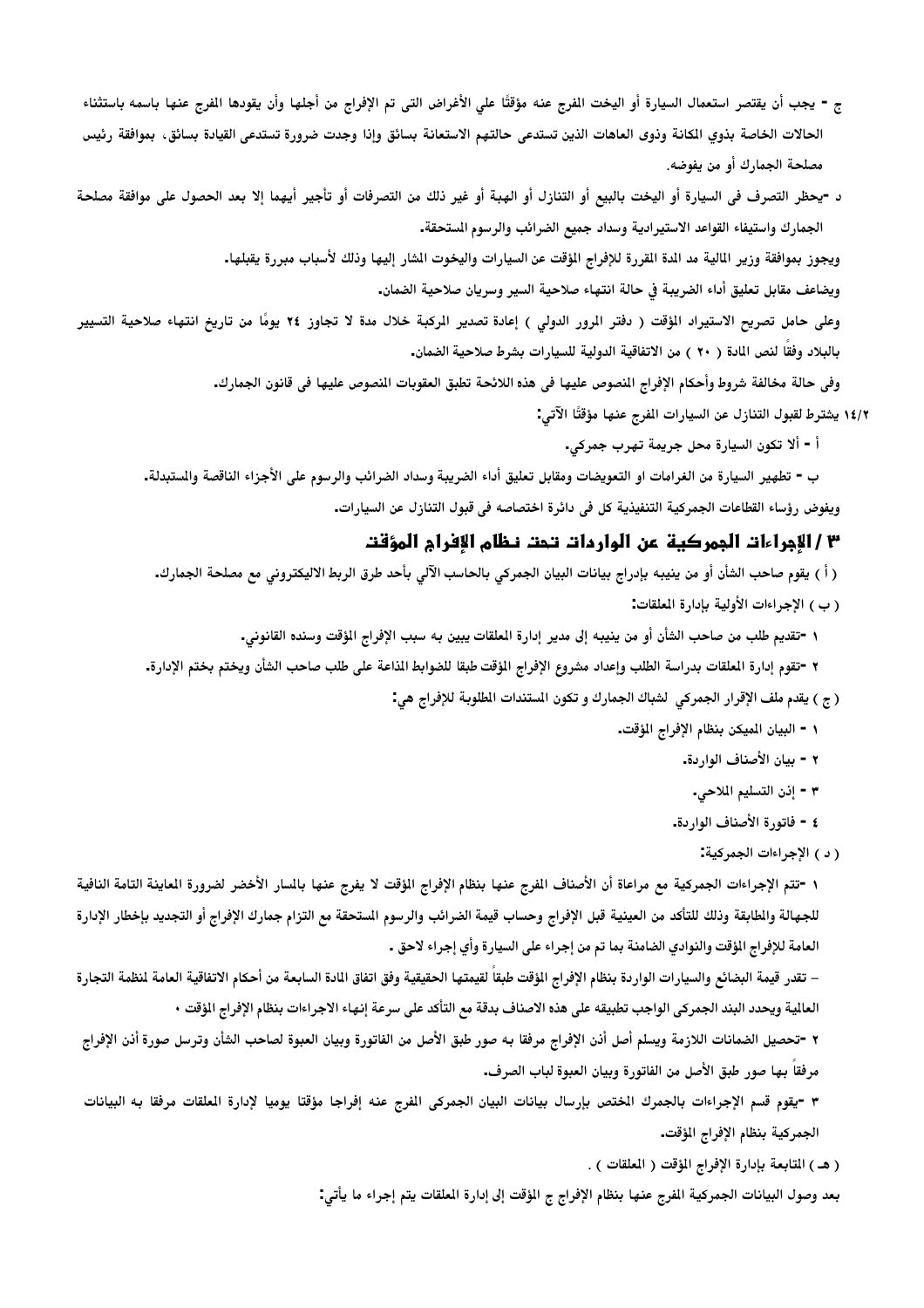ج - يجب أن يقتصر استعمال السيارة أو اليخت المفرج عنه مؤقتًا علي الأغراض التى تم الإفراج من أجلها وأن يقودها المفرج عنها باسمه باستثناء الحالات الخاصة بذوي المكانة وذوى العاهات الذين تستدعى حالتهم الاستعانة بسائق وإذا وجدت ضرورة تستدعى القيادة بسائق، بموافقة رئيس مصلحة الجمارك أو من يفوضه.

د -يحظر التصرف فى السيارة أو اليخت بالبيع أو التنازل أو الهبة أو غير ذلك من التصرفات أو تأجير أيهما إلا بعد الحصول على موافقة مصلحة الجمارك واستيفاء القواعد الاستيرادية وسداد جميع الضرائب والرسوم المستحقة.

ويجوز بموافقة وزير المالية مد المدة المقررة للإفراج المؤقت عن السيارات واليخوت المشار إليها وذلك لأسباب مبررة يقبلها.

ويضاعف مقابل تعليق أداء الضريبة في حالة انتهاء صلاحية السير وسريان صلاحية الضمان.

وعلى حامل تصريح الاستيراد المؤقت ( دفتر المرور الدولي ) إعادة تصدير المركبة خلال مدة لا تجاوز ٢٤ يومًا من تاريخ انتهاء صلاحية التسيير بالبلاد وفقاً لنص المادة ( ٢٠ ) من الاتفاقية الدولية للسيارات بشرط صلاحية الضمان.

وفى حالة مخالفة شروط وأحكام الإفراج المنصوص عليها فى هذه اللائحة تطبق العقوبات المنصوص عليها فى قانون الجمارك.

١٤/٢ يشترط لقبول التنازل عن السيارات المفرج عنها مؤقتًا الآتي:

أ - ألا تكون السيارة محل جريمة تهرب جمركي.

ب - تطهير السيارة من الغرامات او التعويضات ومقابل تعليق أداء الضريبة وسداد الضرائب والرسوم على الأجزاء الناقصة والمستبدلة.

ويفوض رؤساء القطاعات الجمركية التنفيذية كل فى دائرة اختصاصه فى قبول التنازل عن السيارات.

## ٣ / الإجراءات الجمركية عن الواردات تحت نظام الإفراج المؤقت

( أ ) يقوم صاحب الشأن أو من ينيبه بإدراج بيانات البيان الجمركي بالحاسب الآلي بأحد طرق الربط الاليكتروني مع مصلحة الجمارك.

( ب ) الإجراءات الأولية بإدارة المعلقات:

١ -تقديم طلب من صاحب الشأن أو من ينيبه إلى مدير إدارة المعلقات يبين به سبب الإفراج المؤقت وسنده القانوني.

٢ -تقوم إدارة المعلقات بدراسة الطلب وإعداد مشروع الإفراج المؤقت طبقا للضوابط المذاعة على طلب صاحب الشأن ويختم بختم الإدارة.

( ج ) يقدم ملف الإقرار الجمركي لشباك الجمارك و تكون المستندات المطلوبة للإفراج هي:

١ - البيان المميكن بنظام الإفراج المؤقت.

٢ - بيان الأصناف الواردة.

٣ - إذن التسليم الملاحي.

٤ - فاتورة الأصناف الواردة.

( د ) الإجراءات الجمركية:

١ -تتم الإجراءات الجمركية مع مراعاة أن الأصناف المفرج عنها بنظام الإفراج المؤقت لا يفرج عنها بالمسار الأخضر لضرورة المعاينة التامة النافية للجهالة والمطابقة وذلك للتأكد من العينية قبل الإفراج وحساب قيمة الضرائب والرسوم المستحقة مع التزام جمارك الإفراج أو التجديد بإخطار الإدارة العامة للإفراج المؤقت والنوادي الضامنة بما تم من إجراء على السيارة وأي إجراء لاحق .

– تقدر قيمة البضائع والسيارات الواردة بنظام الإفراج المؤقت طبقاً لقيمتها الحقيقية وفق اتفاق المادة السابعة من أحكام الاتفاقية العامة لمنظمة التجارة العالمية ويحدد البند الجمركى الواجب تطبيقه على هذه الاصناف بدقة مع التأكد على سرعة إنهاء الاجراءات بنظام الإفراج المؤقت ،

٢ -تحصيل الضمانات اللازمة ويسلم أصل أذن الإفراج مرفقا به صور طبق الأصل من الفاتورة وبيان العبوة لصاحب الشأن وترسل صورة أذن الإفراج مرفقاً بها صور طبق الأصل من الفاتورة وبيان العبوة لباب الصرف.

٣ -يقوم قسم الإجراءات بالجمرك المختص بإرسال بيانات البيان الجمركى المفرج عنه إفراجا مؤقتا يوميا لإدارة المعلقات مرفقا به البيانات الجمركية بنظام الإفراج المؤقت.

( هـ ) المتابعة بإدارة الإفراج المؤقت ( المعلقات ) .

بعد وصول البيانات الجمركية المفرج عنها بنظام الإفراج ج المؤقت إلى إدارة المعلقات يتم إجراء ما يأتي: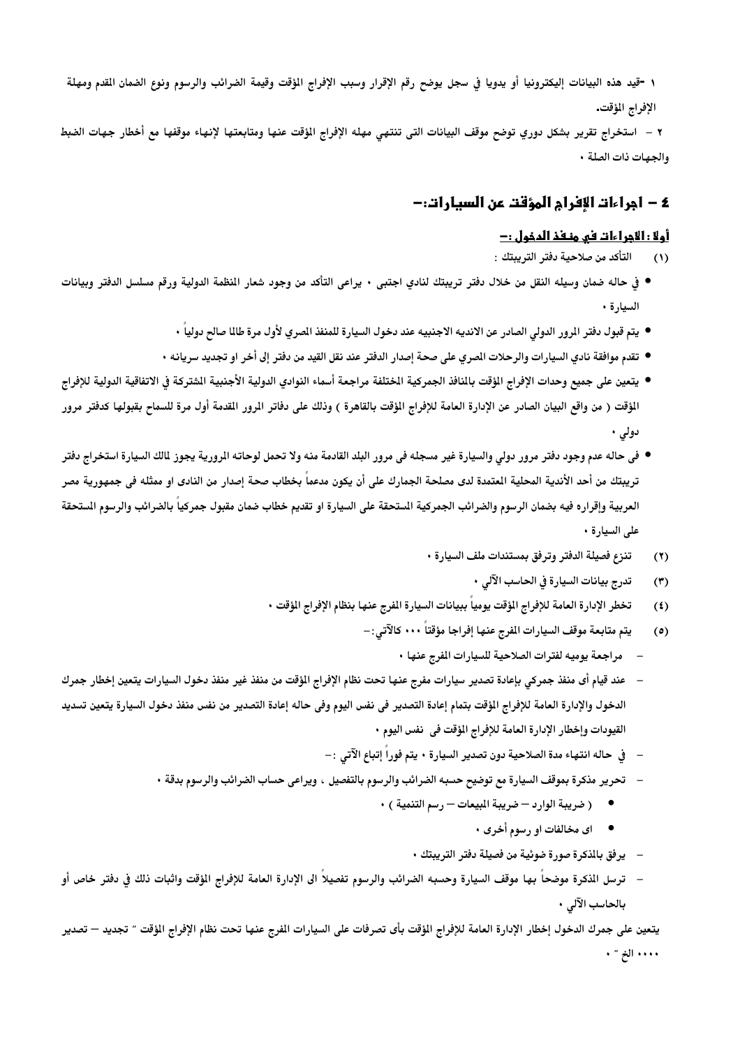١ -قيد هذه البيانات إليكترونيا أو يدويا في سجل يوضح رقم الإقرار وسبب الإفراج المؤقت وقيمة الضرائب والرسوم ونوع الضمان المقدم ومهلة الإفراج المؤقت.

٢ - استخراج تقرير بشكل دوري توضح موقف البيانات التى تنتهي مهله الإفراج المؤقت عنها ومتابعتها لإنهاء موقفها مع أخطار جهات الضبط والجهات ذات الصلة ،

## ٤ - اجراءات الإفراج المؤقت عن السيارات:-

### أولا : الاجراءات في منفذ الدخول :-

(١) التأكد من صلاحية دفتر التريبتك :

- في حاله ضمان وسيله النقل من خلال دفتر تريبتك لنادي اجنبى ، يراعى التأكد من وجود شعار المنظمة الدولية ورقم مسلسل الدفتر وبيانات السيارة ،
- يتم قبول دفتر المرور الدولي الصادر عن الانديه الاجنبيه عند دخول السيارة للمنفذ المصري لأول مرة طالما صالح دولياً ،
- تقدم موافقة نادي السيارات والرحلات المصري على صحة إصدار الدفتر عند نقل القيد من دفتر إلى أخر او تجديد سريانه ،
- يتعين على جميع وحدات الإفراج المؤقت بالمنافذ الجمركية المختلفة مراجعة أسماء النوادي الدولية الأجنبية المشتركة في الاتفاقية الدولية للإفراج المؤقت ( من واقع البيان الصادر عن الإدارة العامة للإفراج المؤقت بالقاهرة ) وذلك على دفاتر المرور المقدمة أول مرة للسماح بقبولها كدفتر مرور دولي ،
- فى حاله عدم وجود دفتر مرور دولي والسيارة غير مسجله فى مرور البلد القادمة منه ولا تحمل لوحاته المرورية يجوز لمالك السيارة استخراج دفتر تريبتك من أحد الأندية المحلية المعتمدة لدى مصلحة الجمارك على أن يكون مدعماً بخطاب صحة إصدار من النادى او ممثله في جمهورية مصر العربية وإقراره فيه بضمان الرسوم والضرائب الجمركية المستحقة على السيارة او تقديم خطاب ضمان مقبول جمركياً بالضرائب والرسوم المستحقة على السيارة ،

(٢) تنزع فصيلة الدفتر وترفق بمستندات ملف السيارة ،

(٣) تدرج بيانات السيارة في الحاسب الآلي ،

(٤) تخطر الإدارة العامة للإفراج المؤقت يومياً ببيانات السيارة المفرج عنها بنظام الإفراج المؤقت ،

(٥) يتم متابعة موقف السيارات المفرج عنها إفراجا مؤقتاً ... كالآتي:-

- مراجعة يوميه لفترات الصلاحية للسيارات المفرج عنها ،
- عند قيام أى منفذ جمركي بإعادة تصدير سيارات مفرج عنها تحت نظام الإفراج المؤقت من منفذ غير منفذ دخول السيارات يتعين إخطار جمرك الدخول والإدارة العامة للإفراج المؤقت بتمام إعادة التصدير فى نفس اليوم وفى حاله إعادة التصدير من نفس منفذ دخول السيارة يتعين تسديد القيودات وإخطار الإدارة العامة للإفراج المؤقت فى نفس اليوم ،
- في حاله انتهاء مدة الصلاحية دون تصدير السيارة ، يتم فوراً إتباع الآتي :-
- تحرير مذكرة بموقف السيارة مع توضيح حسبه الضرائب والرسوم بالتفصيل ، ويراعى حساب الضرائب والرسوم بدقة ،
  - ( ضريبة الوارد – ضريبة المبيعات – رسم التنمية ) ،
  - اى مخالفات او رسوم أخرى ،
- يرفق بالمذكرة صورة ضوئية من فصيلة دفتر التريبتك ،
- ترسل المذكرة موضحاً بها موقف السيارة وحسبه الضرائب والرسوم تفصيلاً الى الإدارة العامة للإفراج المؤقت واثبات ذلك في دفتر خاص أو بالحاسب الآلي ،

يتعين على جمرك الدخول إخطار الإدارة العامة للإفراج المؤقت بأى تصرفات على السيارات المفرج عنها تحت نظام الإفراج المؤقت " تجديد – تصدير .... الخ " ،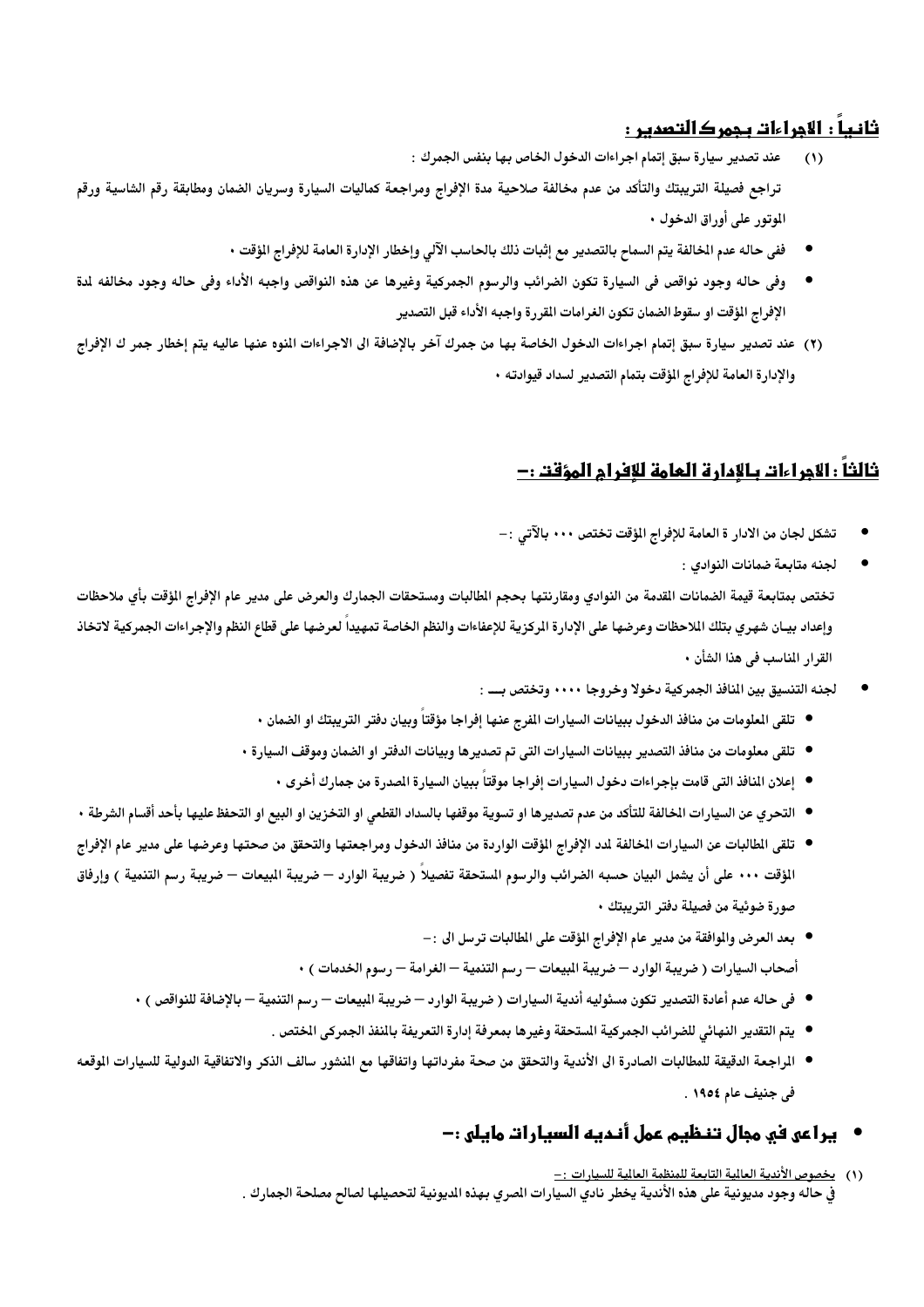## ثانياً : الاجراءات بجمرك التصدير :

(١) عند تصدير سيارة سبق إتمام اجراءات الدخول الخاص بها بنفس الجمرك :

تراجع فصيلة التريبتك والتأكد من عدم مخالفة صلاحية مدة الإفراج ومراجعة كماليات السيارة وسريان الضمان ومطابقة رقم الشاسية ورقم الموتور على أوراق الدخول ٠

- ففى حاله عدم المخالفة يتم السماح بالتصدير مع إثبات ذلك بالحاسب الآلي وإخطار الإدارة العامة للإفراج المؤقت ٠
- وفى حاله وجود نواقص فى السيارة تكون الضرائب والرسوم الجمركية وغيرها عن هذه النواقص واجبه الأداء وفى حاله وجود مخالفه لمدة الإفراج المؤقت او سقوط الضمان تكون الغرامات المقررة واجبه الأداء قبل التصدير

(٢) عند تصدير سيارة سبق إتمام اجراءات الدخول الخاصة بها من جمرك آخر بالإضافة الى الاجراءات المنوه عنها عاليه يتم إخطار جمر ك الإفراج والإدارة العامة للإفراج المؤقت بتمام التصدير لسداد قيوادته ٠

## ثالثاً : الاجراءات بالإدارة العامة للإفراج المؤقت :-

- تشكل لجان من الادار ة العامة للإفراج المؤقت تختص ٠٠٠ بالآتي :-
- لجنه متابعة ضمانات النوادي :

تختص بمتابعة قيمة الضمانات المقدمة من النوادي ومقارنتها بحجم المطالبات ومستحقات الجمارك والعرض على مدير عام الإفراج المؤقت بأي ملاحظات وإعداد بيـان شهري بتلك الملاحظات وعرضها على الإدارة المركزية للإعفاءات والنظم الخاصة تمهيداً لعرضها على قطاع النظم والإجراءات الجمركية لاتخاذ القرار المناسب فى هذا الشأن ٠

- لجنه التنسيق بين المنافذ الجمركية دخولا وخروجا ٠٠٠٠ وتختص بـــ :
  - تلقى المعلومات من منافذ الدخول ببيانات السيارات المفرج عنها إفراجا مؤقتاً وبيان دفتر التريبتك او الضمان ٠
  - تلقى معلومات من منافذ التصدير ببيانات السيارات التى تم تصديرها وبيانات الدفتر او الضمان وموقف السيارة ٠
  - إعلان المنافذ التى قامت بإجراءات دخول السيارات إفراجا موقتاً ببيان السيارة المصدرة من جمارك أخرى ٠
  - التحري عن السيارات المخالفة للتأكد من عدم تصديرها او تسوية موقفها بالسداد القطعي او التخزين او البيع او التحفظ عليها بأحد أقسام الشرطة ٠
  - تلقى المطالبات عن السيارات المخالفة لمدد الإفراج المؤقت الواردة من منافذ الدخول ومراجعتها والتحقق من صحتها وعرضها على مدير عام الإفراج المؤقت ٠٠٠ على أن يشمل البيان حسبه الضرائب والرسوم المستحقة تفصيلاً ( ضريبة الوارد – ضريبة المبيعات – ضريبة رسم التنمية ) وإرفاق صورة ضوئية من فصيلة دفتر التريبتك ٠
  - بعد العرض والموافقة من مدير عام الإفراج المؤقت على المطالبات ترسل الى :-
    أصحاب السيارات ( ضريبة الوارد – ضريبة المبيعات – رسم التنمية – الغرامة – رسوم الخدمات ) ٠
  - فى حاله عدم أعادة التصدير تكون مسئوليه أندية السيارات ( ضريبة الوارد – ضريبة المبيعات – رسم التنمية – بالإضافة للنواقص ) ٠
  - يتم التقدير النهائي للضرائب الجمركية المستحقة وغيرها بمعرفة إدارة التعريفة بالمنفذ الجمركى المختص .
  - المراجعة الدقيقة للمطالبات الصادرة الى الأندية والتحقق من صحة مفرداتها واتفاقها مع المنشور سالف الذكر والاتفاقية الدولية للسيارات الموقعه فى جنيف عام ١٩٥٤ .

- **يراعى في مجال تنظيم عمل أنديه السيارات مايلى :-**

(١) يخصوص الأندية العالمية التابعة للمنظمة العالمية للسيارات :-
فى حاله وجود مديونية على هذه الأندية يخطر نادي السيارات المصري بهذه المديونية لتحصيلها لصالح مصلحة الجمارك .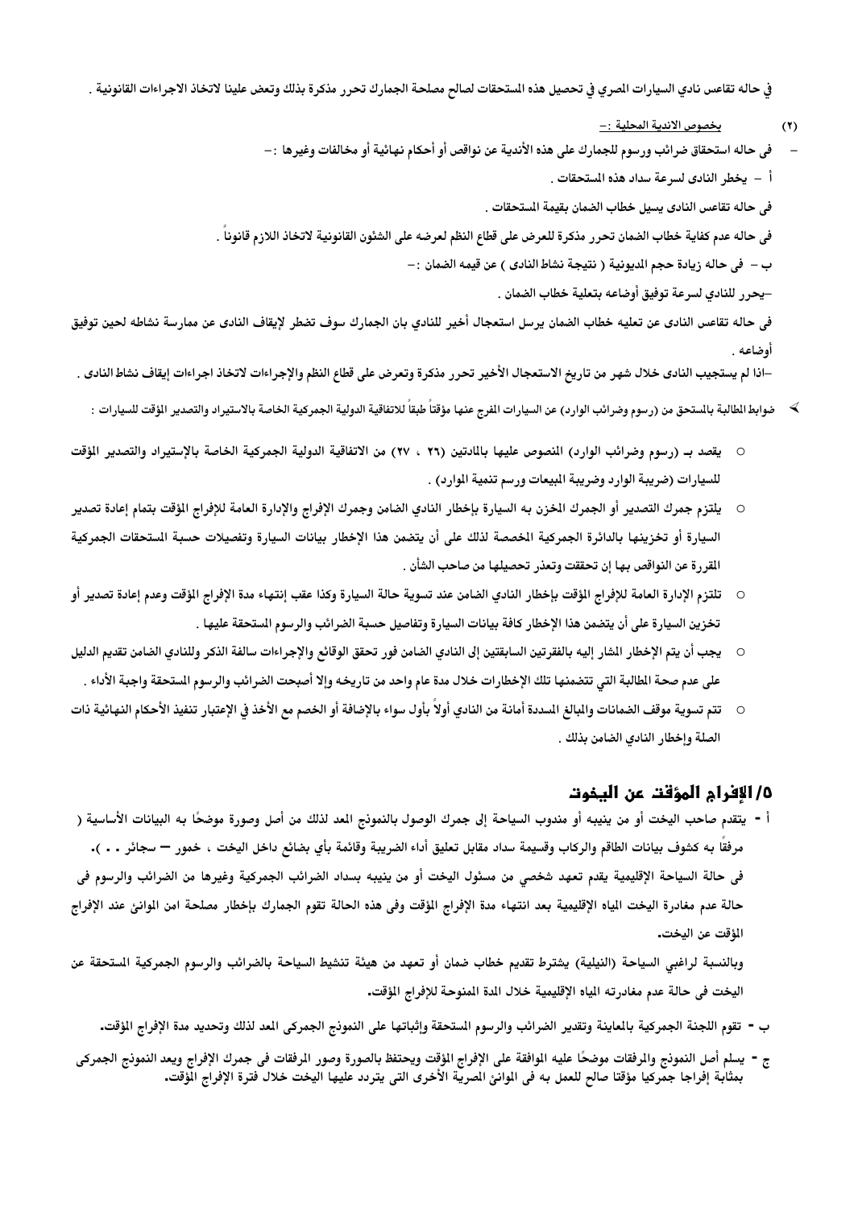في حاله تقاعس نادي السيارات المصري في تحصيل هذه المستحقات لصالح مصلحة الجمارك تحرر مذكرة بذلك وتعض علينا لاتخاذ الاجراءات القانونية .

(٢) بخصوص الاندية المحلية :–

– فى حاله استحقاق ضرائب ورسوم للجمارك على هذه الأندية عن نواقص أو أحكام نهائية أو مخالفات وغيرها :–

أ – يخطر النادى لسرعة سداد هذه المستحقات .

فى حاله تقاعس النادى يسيل خطاب الضمان بقيمة المستحقات .

فى حاله عدم كفاية خطاب الضمان تحرر مذكرة للعرض على قطاع النظم لعرضه على الشئون القانونية لاتخاذ اللازم قانوناً .

ب – فى حاله زيادة حجم المديونية ( نتيجة نشاط النادى ) عن قيمه الضمان :–

–يحرر للنادي لسرعة توفيق أوضاعه بتعلية خطاب الضمان .

فى حاله تقاعس النادى عن تعليه خطاب الضمان يرسل استعجال أخير للنادي بان الجمارك سوف تضطر لإيقاف النادى عن ممارسة نشاطه لحين توفيق أوضاعه .

–اذا لم يستجيب النادى خلال شهر من تاريخ الاستعجال الأخير تحرر مذكرة وتعرض على قطاع النظم والإجراءات لاتخاذ اجراءات إيقاف نشاط النادى .

- ضوابط المطالبة بالمستحق من (رسوم وضرائب الوارد) عن السيارات المفرج عنها مؤقتاً طبقاً للاتفاقية الدولية الجمركية الخاصة بالاستيراد والتصدير المؤقت للسيارات :

  - يقصد بـ (رسوم وضرائب الوارد) المنصوص عليها بالمادتين (٢٦ ، ٢٧) من الاتفاقية الدولية الجمركية الخاصة بالإستيراد والتصدير المؤقت للسيارات (ضريبة الوارد وضريبة المبيعات ورسم تنمية الموارد) .
  - يلتزم جمرك التصدير أو الجمرك المخزن به السيارة بإخطار النادي الضامن وجمرك الإفراج والإدارة العامة للإفراج المؤقت بتمام إعادة تصدير السيارة أو تخزينها بالدائرة الجمركية المخصصة لذلك على أن يتضمن هذا الإخطار بيانات السيارة وتفصيلات حسبة المستحقات الجمركية المقررة عن النواقص بها إن تحققت وتعذر تحصيلها من صاحب الشأن .
  - تلتزم الإدارة العامة للإفراج المؤقت بإخطار النادي الضامن عند تسوية حالة السيارة وكذا عقب إنتهاء مدة الإفراج المؤقت وعدم إعادة تصدير أو تخزين السيارة على أن يتضمن هذا الإخطار كافة بيانات السيارة وتفاصيل حسبة الضرائب والرسوم المستحقة عليها .
  - يجب أن يتم الإخطار المشار إليه بالفقرتين السابقتين إلى النادي الضامن فور تحقق الوقائع والإجراءات سالفة الذكر وللنادي الضامن تقديم الدليل على عدم صحة المطالبة التي تتضمنها تلك الإخطارات خلال مدة عام واحد من تاريخه وإلا أصبحت الضرائب والرسوم المستحقة واجبة الأداء .
  - تتم تسوية موقف الضمانات والمبالغ المسددة أمانة من النادي أولاً بأول سواء بالإضافة أو الخصم مع الأخذ في الإعتبار تنفيذ الأحكام النهائية ذات الصلة وإخطار النادي الضامن بذلك .

## ٥/الإفراج المؤقت عن اليخوت

أ - يتقدم صاحب اليخت أو من ينيبه أو مندوب السياحة إلى جمرك الوصول بالنموذج المعد لذلك من أصل وصورة موضحًا به البيانات الأساسية ( مرفقًا به كشوف بيانات الطاقم والركاب وقسيمة سداد مقابل تعليق أداء الضريبة وقائمة بأي بضائع داخل اليخت ، خمور – سجائر . . ).

فى حالة السياحة الإقليمية يقدم تعهد شخصي من مسئول اليخت أو من ينيبه بسداد الضرائب الجمركية وغيرها من الضرائب والرسوم فى حالة عدم مغادرة اليخت المياه الإقليمية بعد انتهاء مدة الإفراج المؤقت وفى هذه الحالة تقوم الجمارك بإخطار مصلحة امن الموانئ عند الإفراج المؤقت عن اليخت.

وبالنسبة لراغبي السياحة (النيلية) يشترط تقديم خطاب ضمان أو تعهد من هيئة تنشيط السياحة بالضرائب والرسوم الجمركية المستحقة عن اليخت فى حالة عدم مغادرته المياه الإقليمية خلال المدة الممنوحة للإفراج المؤقت.

ب - تقوم اللجنة الجمركية بالمعاينة وتقدير الضرائب والرسوم المستحقة وإثباتها على النموذج الجمركى المعد لذلك وتحديد مدة الإفراج المؤقت.

ج - يسلم أصل النموذج والمرفقات موضحًا عليه الموافقة على الإفراج المؤقت ويحتفظ بالصورة وصور المرفقات فى جمرك الإفراج ويعد النموذج الجمركى بمثابة إفراجا جمركيا مؤقتا صالح للعمل به فى الموانئ المصرية الأخرى التى يتردد عليها اليخت خلال فترة الإفراج المؤقت.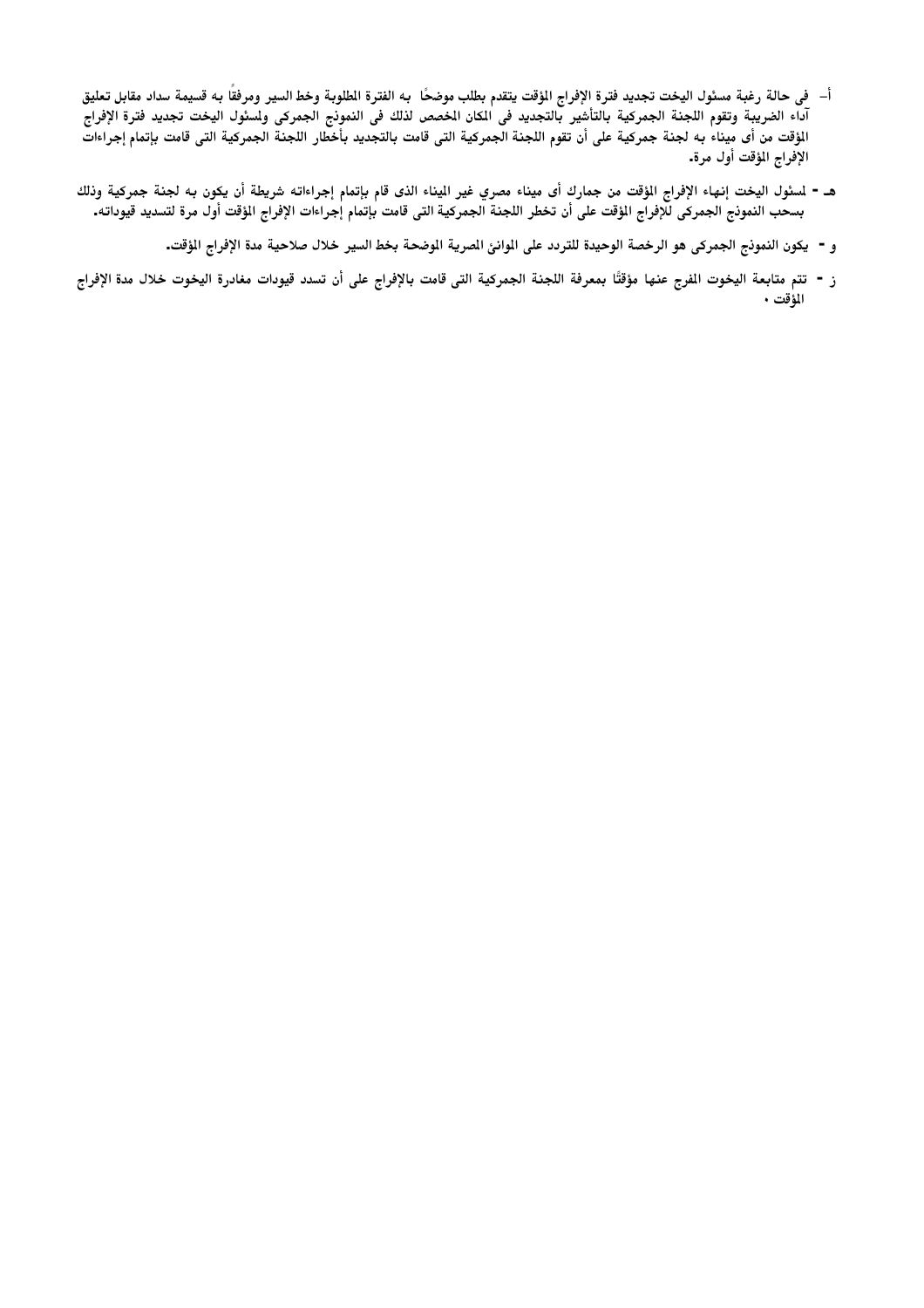أ- فى حالة رغبة مسئول اليخت تجديد فترة الإفراج المؤقت يتقدم بطلب موضحًا به الفترة المطلوبة وخط السير ومرفقًا به قسيمة سداد مقابل تعليق آداء الضريبة وتقوم اللجنة الجمركية بالتأشير بالتجديد فى المكان المخصص لذلك فى النموذج الجمركى ولمسئول اليخت تجديد فترة الإفراج المؤقت من أى ميناء به لجنة جمركية على أن تقوم اللجنة الجمركية التى قامت بالتجديد بأخطار اللجنة الجمركية التى قامت بإتمام إجراءات الإفراج المؤقت أول مرة.

هـ - لمسئول اليخت إنهاء الإفراج المؤقت من جمارك أى ميناء مصري غير الميناء الذى قام بإتمام إجراءاته شريطة أن يكون به لجنة جمركية وذلك بسحب النموذج الجمركى للإفراج المؤقت على أن تخطر اللجنة الجمركية التى قامت بإتمام إجراءات الإفراج المؤقت أول مرة لتسديد قيوداته.

و - يكون النموذج الجمركى هو الرخصة الوحيدة للتردد على الموانئ المصرية الموضحة بخط السير خلال صلاحية مدة الإفراج المؤقت.

ز - تتم متابعة اليخوت المفرج عنها مؤقتًا بمعرفة اللجنة الجمركية التى قامت بالإفراج على أن تسدد قيودات مغادرة اليخوت خلال مدة الإفراج المؤقت ٠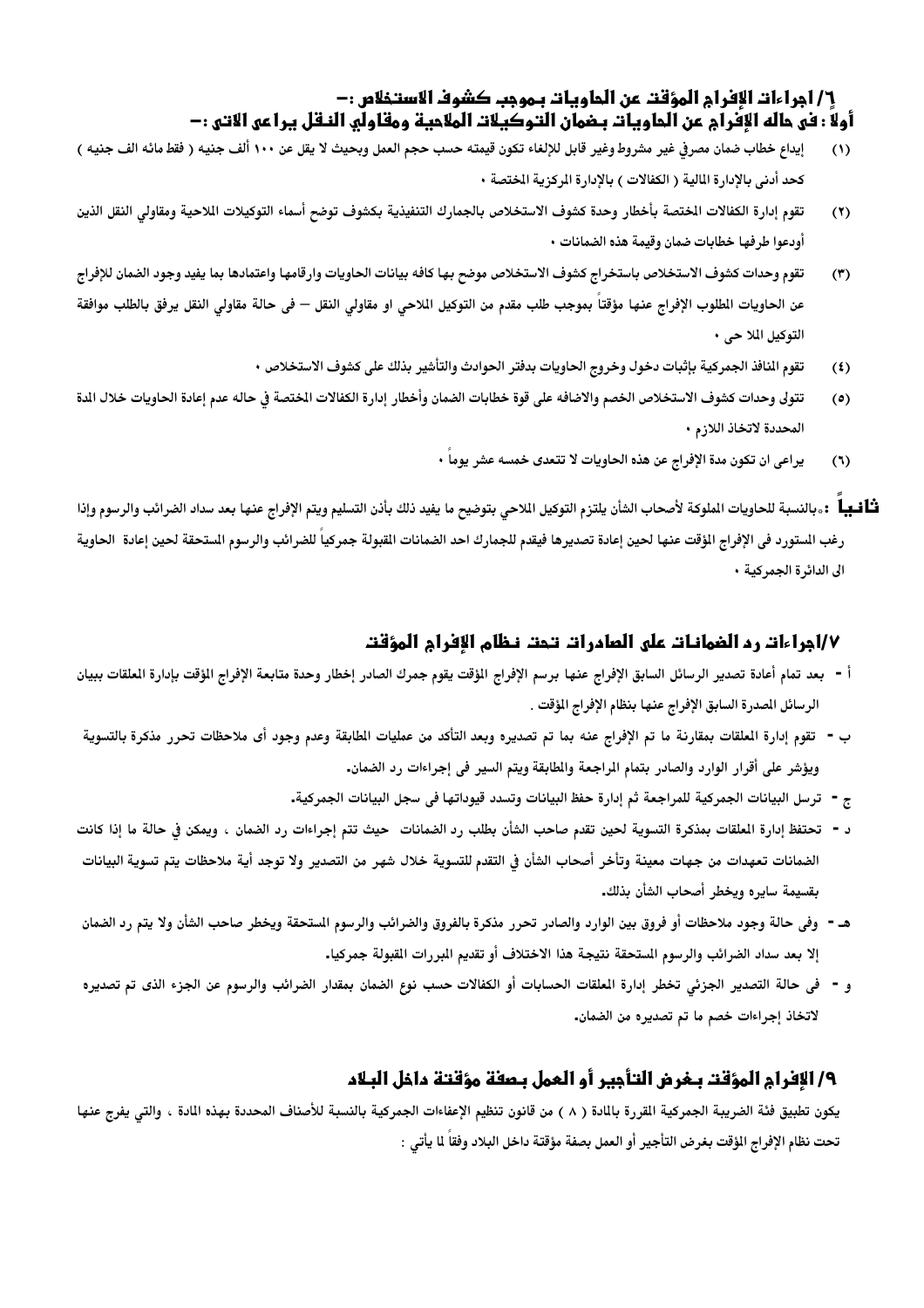## ٦/ اجراءات الإفراج المؤقت عن الحاويات بموجب كشوف الاستخلاص :-

### أولاً : فى حاله الإفراج عن الحاويات بضمان التوكيلات الملاحية ومقاولي النقل يراعى الاتى :-

(١) إيداع خطاب ضمان مصرفي غير مشروط وغير قابل للإلغاء تكون قيمته حسب حجم العمل وبحيث لا يقل عن ١٠٠ ألف جنيه ( فقط مائه الف جنيه ) كحد أدنى بالإدارة المالية ( الكفالات ) بالإدارة المركزية المختصة .

(٢) تقوم إدارة الكفالات المختصة بأخطار وحدة كشوف الاستخلاص بالجمارك التنفيذية بكشوف توضح أسماء التوكيلات الملاحية ومقاولي النقل الذين أودعوا طرفها خطابات ضمان وقيمة هذه الضمانات .

(٣) تقوم وحدات كشوف الاستخلاص باستخراج كشوف الاستخلاص موضح بها كافه بيانات الحاويات وارقامها واعتمادها بما يفيد وجود الضمان للإفراج عن الحاويات المطلوب الإفراج عنها مؤقتاً بموجب طلب مقدم من التوكيل الملاحي او مقاولي النقل – فى حالة مقاولي النقل يرفق بالطلب موافقة التوكيل الملا حى .

(٤) تقوم المنافذ الجمركية بإثبات دخول وخروج الحاويات بدفتر الحوادث والتأشير بذلك على كشوف الاستخلاص .

(٥) تتولى وحدات كشوف الاستخلاص الخصم والاضافه على قوة خطابات الضمان وأخطار إدارة الكفالات المختصة في حاله عدم إعادة الحاويات خلال المدة المحددة لاتخاذ اللازم .

(٦) يراعى ان تكون مدة الإفراج عن هذه الحاويات لا تتعدى خمسه عشر يوماً .

**ثانياً :** بالنسبة للحاويات المملوكة لأصحاب الشأن يلتزم التوكيل الملاحي بتوضيح ما يفيد ذلك بأذن التسليم ويتم الإفراج عنها بعد سداد الضرائب والرسوم وإذا رغب المستورد فى الإفراج المؤقت عنها لحين إعادة تصديرها فيقدم للجمارك احد الضمانات المقبولة جمركياً للضرائب والرسوم المستحقة لحين إعادة الحاوية الى الدائرة الجمركية .

## ٧/اجراءات رد الضمانات على الصادرات تحت نظام الإفراج المؤقت

أ - بعد تمام أعادة تصدير الرسائل السابق الإفراج عنها برسم الإفراج المؤقت يقوم جمرك الصادر إخطار وحدة متابعة الإفراج المؤقت بإدارة المعلقات ببيان الرسائل المصدرة السابق الإفراج عنها بنظام الإفراج المؤقت .

ب - تقوم إدارة المعلقات بمقارنة ما تم الإفراج عنه بما تم تصديره وبعد التأكد من عمليات المطابقة وعدم وجود أى ملاحظات تحرر مذكرة بالتسوية ويؤشر على أقرار الوارد والصادر بتمام المراجعة والمطابقة ويتم السير فى إجراءات رد الضمان.

ج - ترسل البيانات الجمركية للمراجعة ثم إدارة حفظ البيانات وتسدد قيوداتها فى سجل البيانات الجمركية.

د - تحتفظ إدارة المعلقات بمذكرة التسوية لحين تقدم صاحب الشأن بطلب رد الضمانات حيث تتم إجراءات رد الضمان ، ويمكن في حالة ما إذا كانت الضمانات تعهدات من جهات معينة وتأخر أصحاب الشأن في التقدم للتسوية خلال شهر من التصدير ولا توجد أية ملاحظات يتم تسوية البيانات بقسيمة سايره ويخطر أصحاب الشأن بذلك.

هـ - وفى حالة وجود ملاحظات أو فروق بين الوارد والصادر تحرر مذكرة بالفروق والضرائب والرسوم المستحقة ويخطر صاحب الشأن ولا يتم رد الضمان إلا بعد سداد الضرائب والرسوم المستحقة نتيجة هذا الاختلاف أو تقديم المبررات المقبولة جمركيا.

و - فى حالة التصدير الجزئي تخطر إدارة المعلقات الحسابات أو الكفالات حسب نوع الضمان بمقدار الضرائب والرسوم عن الجزء الذى تم تصديره لاتخاذ إجراءات خصم ما تم تصديره من الضمان.

## ٩/ الإفراج المؤقت بغرض التأجير أو العمل بصفة مؤقتة داخل البلاد

يكون تطبيق فئة الضريبة الجمركية المقررة بالمادة ( ٨ ) من قانون تنظيم الإعفاءات الجمركية بالنسبة للأصناف المحددة بهذه المادة ، والتي يفرج عنها تحت نظام الإفراج المؤقت بغرض التأجير أو العمل بصفة مؤقتة داخل البلاد وفقاً لما يأتي :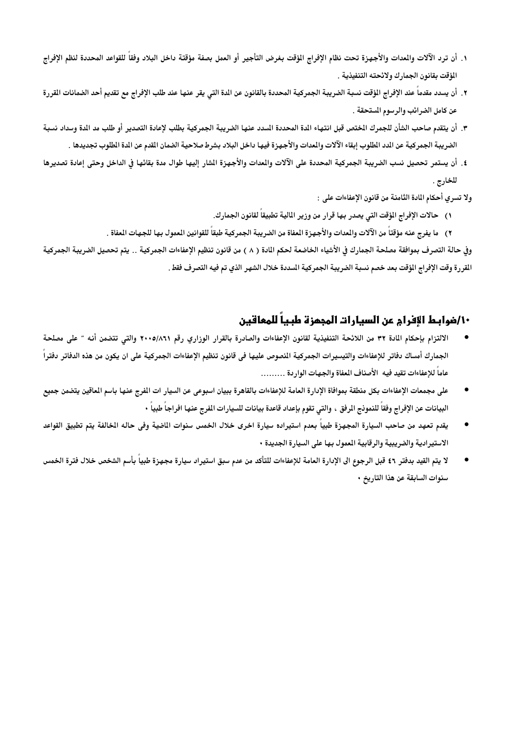١. أن ترد الآلات والمعدات والأجهزة تحت نظام الإفراج المؤقت بغرض التأجير أو العمل بصفة مؤقتة داخل البلاد وفقاً للقواعد المحددة لنظم الإفراج المؤقت بقانون الجمارك ولائحته التنفيذية .

٢. أن يسدد مقدماً عند الإفراج المؤقت نسبة الضريبة الجمركية المحددة بالقانون عن المدة التي يقر عنها عند طلب الإفراج مع تقديم أحد الضمانات المقررة عن كامل الضرائب والرسوم المستحقة .

٣. أن يتقدم صاحب الشأن للجمرك المختص قبل انتهاء المدة المحددة المسدد عنها الضريبة الجمركية بطلب لإعادة التصدير أو طلب مد المدة وسداد نسبة الضريبة الجمركية عن المدد المطلوب إبقاء الآلات والمعدات والأجهزة فيها داخل البلاد بشرط صلاحية الضمان المقدم عن المدة المطلوب تجديدها .

٤. أن يستمر تحصيل نسب الضريبة الجمركية المحددة على الآلات والمعدات والأجهزة المشار إليها طوال مدة بقائها في الداخل وحتى إعادة تصديرها للخارج .

ولا تسري أحكام المادة الثامنة من قانون الإعفاءات على :

١) حالات الإفراج المؤقت التي يصدر بها قرار من وزير المالية تطبيقاً لقانون الجمارك.

٢) ما يفرج عنه مؤقتاً من الآلات والمعدات والأجهزة المعفاة من الضريبة الجمركية طبقاً للقوانين المعمول بها للجهات المعفاة .

وفي حالة التصرف بموافقة مصلحة الجمارك في الأشياء الخاضعة لحكم المادة ( ٨ ) من قانون تنظيم الإعفاءات الجمركية .. يتم تحصيل الضريبة الجمركية المقررة وقت الإفراج المؤقت بعد خصم نسبة الضريبة الجمركية المسددة خلال الشهر الذي تم فيه التصرف فقط .

## ١٠/ضوابط الإفراج عن السيارات المجهزة طبياً للمعاقين

- الالتزام بإحكام المادة ٣٢ من اللائحة التنفيذية لقانون الإعفاءات والصادرة بالقرار الوزاري رقم ٢٠٠٥/٨٦١ والتي تتضمن أنه " على مصلحة الجمارك أمساك دفاتر للإعفاءات والتيسيرات الجمركية المنصوص عليها فى قانون تنظيم الإعفاءات الجمركية على ان يكون من هذه الدفاتر دفتراً عاماً للإعفاءات تقيد فيه الأصناف المعفاة والجهات الواردة .........
- على مجمعات الإعفاءات بكل منطقة بموافاة الإدارة العامة للإعفاءات بالقاهرة ببيان اسبوعى عن السيار ات المفرج عنها باسم المعاقين يتضمن جميع البيانات عن الإفراج وفقاً للنموذج المرفق ، والتي تقوم بإعداد قاعدة بيانات للسيارات المفرج عنها افراجاً طبياً ٠
- يقدم تعهد من صاحب السيارة المجهزة طبياً بعدم استيراده سيارة اخرى خلال الخمس سنوات الماضية وفى حاله المخالفة يتم تطبيق القواعد الاستيرادية والضريبية والرقابية المعمول بها على السيارة الجديدة ٠
- لا يتم القيد بدفتر ٤٦ قبل الرجوع الى الإدارة العامة للإعفاءات للتأكد من عدم سبق استيراد سيارة مجهزة طبياً بأسم الشخص خلال فترة الخمس سنوات السابقة عن هذا التاريخ ٠